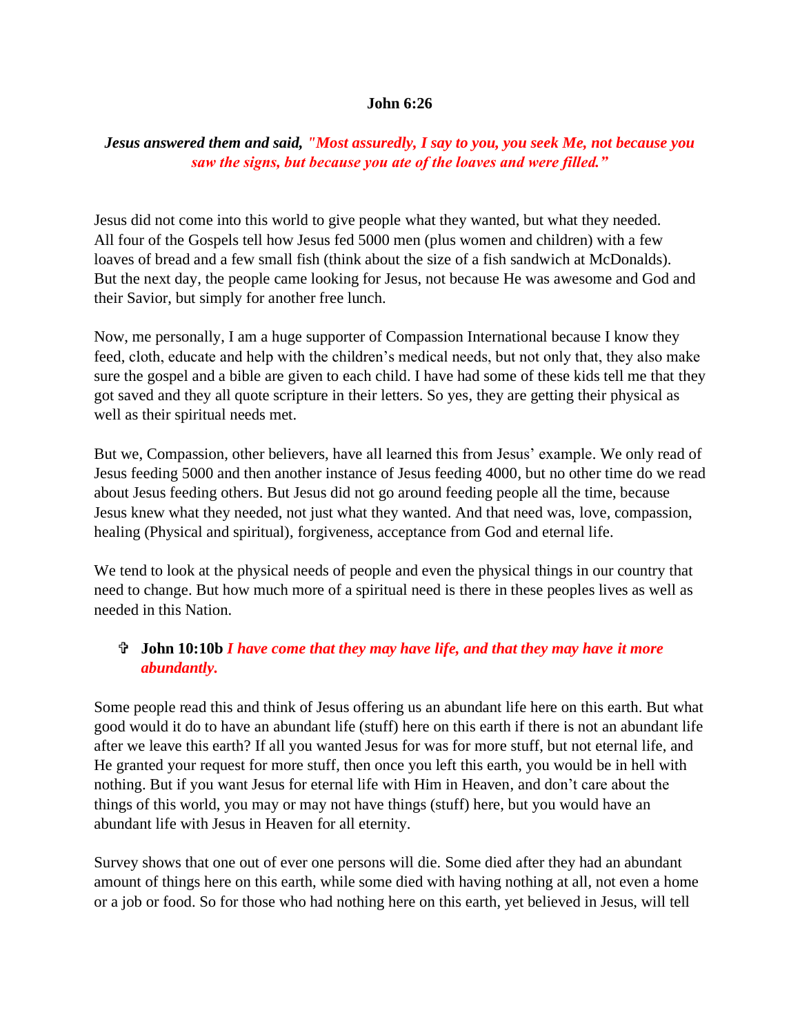**John 6:26**

***Jesus answered them and said, "Most assuredly, I say to you, you seek Me, not because you saw the signs, but because you ate of the loaves and were filled."***

Jesus did not come into this world to give people what they wanted, but what they needed. All four of the Gospels tell how Jesus fed 5000 men (plus women and children) with a few loaves of bread and a few small fish (think about the size of a fish sandwich at McDonalds). But the next day, the people came looking for Jesus, not because He was awesome and God and their Savior, but simply for another free lunch.

Now, me personally, I am a huge supporter of Compassion International because I know they feed, cloth, educate and help with the children's medical needs, but not only that, they also make sure the gospel and a bible are given to each child. I have had some of these kids tell me that they got saved and they all quote scripture in their letters. So yes, they are getting their physical as well as their spiritual needs met.

But we, Compassion, other believers, have all learned this from Jesus' example. We only read of Jesus feeding 5000 and then another instance of Jesus feeding 4000, but no other time do we read about Jesus feeding others. But Jesus did not go around feeding people all the time, because Jesus knew what they needed, not just what they wanted. And that need was, love, compassion, healing (Physical and spiritual), forgiveness, acceptance from God and eternal life.

We tend to look at the physical needs of people and even the physical things in our country that need to change. But how much more of a spiritual need is there in these peoples lives as well as needed in this Nation.

- ✞ **John 10:10b** ***I have come that they may have life, and that they may have it more abundantly.***

Some people read this and think of Jesus offering us an abundant life here on this earth. But what good would it do to have an abundant life (stuff) here on this earth if there is not an abundant life after we leave this earth? If all you wanted Jesus for was for more stuff, but not eternal life, and He granted your request for more stuff, then once you left this earth, you would be in hell with nothing. But if you want Jesus for eternal life with Him in Heaven, and don't care about the things of this world, you may or may not have things (stuff) here, but you would have an abundant life with Jesus in Heaven for all eternity.

Survey shows that one out of ever one persons will die. Some died after they had an abundant amount of things here on this earth, while some died with having nothing at all, not even a home or a job or food. So for those who had nothing here on this earth, yet believed in Jesus, will tell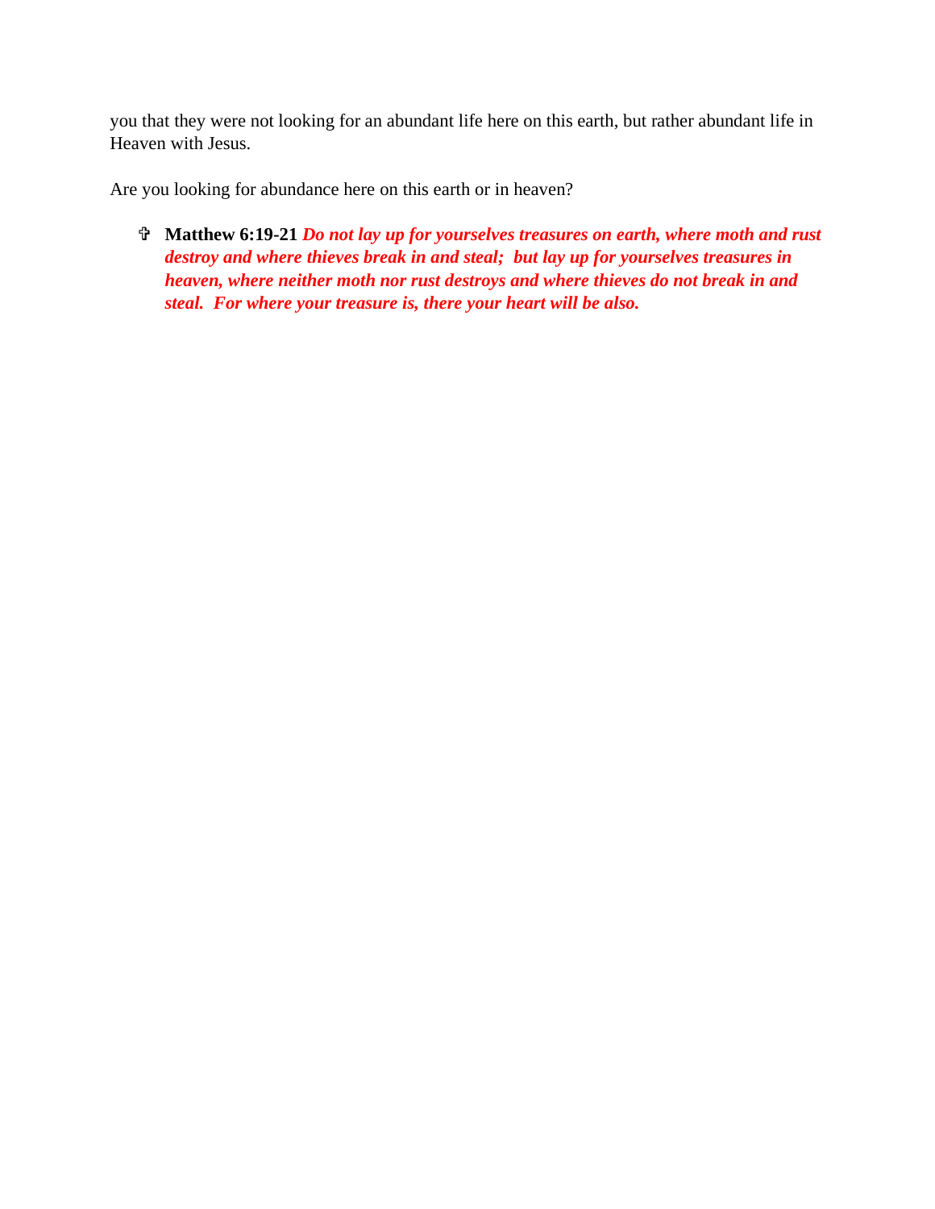you that they were not looking for an abundant life here on this earth, but rather abundant life in Heaven with Jesus.

Are you looking for abundance here on this earth or in heaven?

- ✞ **Matthew 6:19-21** ***Do not lay up for yourselves treasures on earth, where moth and rust destroy and where thieves break in and steal; but lay up for yourselves treasures in heaven, where neither moth nor rust destroys and where thieves do not break in and steal. For where your treasure is, there your heart will be also.***